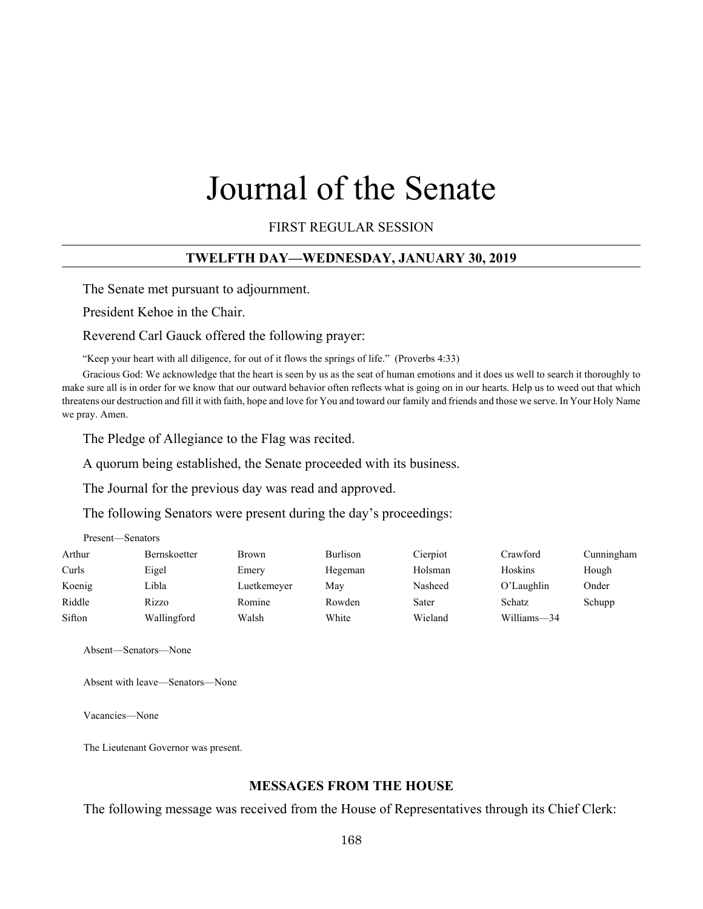# Journal of the Senate

FIRST REGULAR SESSION

## TWELFTH DAY—WEDNESDAY, JANUARY 30, 2019

The Senate met pursuant to adjournment.

President Kehoe in the Chair.

Reverend Carl Gauck offered the following prayer:

"Keep your heart with all diligence, for out of it flows the springs of life." (Proverbs 4:33)

Gracious God: We acknowledge that the heart is seen by us as the seat of human emotions and it does us well to search it thoroughly to make sure all is in order for we know that our outward behavior often reflects what is going on in our hearts. Help us to weed out that which threatens our destruction and fill it with faith, hope and love for You and toward our family and friends and those we serve. In Your Holy Name we pray. Amen.

The Pledge of Allegiance to the Flag was recited.

A quorum being established, the Senate proceeded with its business.

The Journal for the previous day was read and approved.

The following Senators were present during the day's proceedings:

Present—Senators

| | | | | | | |
|---|---|---|---|---|---|---|
| Arthur | Bernskoetter | Brown | Burlison | Cierpiot | Crawford | Cunningham |
| Curls | Eigel | Emery | Hegeman | Holsman | Hoskins | Hough |
| Koenig | Libla | Luetkemeyer | May | Nasheed | O'Laughlin | Onder |
| Riddle | Rizzo | Romine | Rowden | Sater | Schatz | Schupp |
| Sifton | Wallingford | Walsh | White | Wieland | Williams—34 | |

Absent—Senators—None

Absent with leave—Senators—None

Vacancies—None

The Lieutenant Governor was present.

### MESSAGES FROM THE HOUSE

The following message was received from the House of Representatives through its Chief Clerk: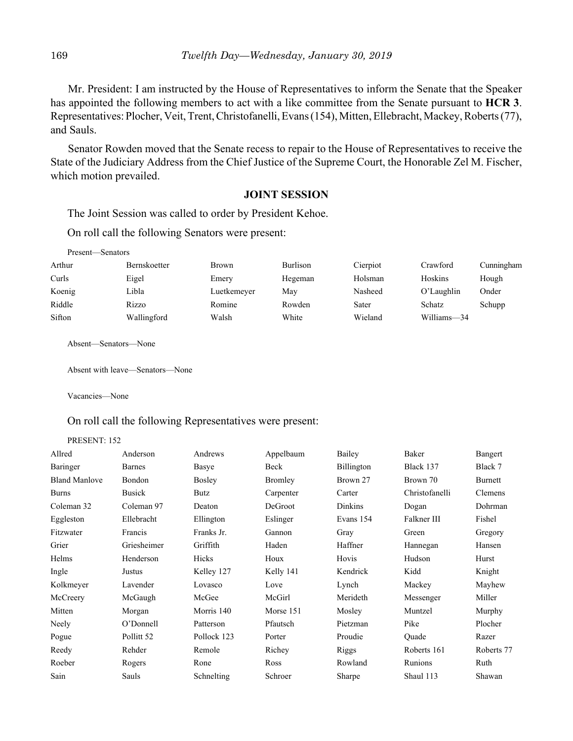Mr. President: I am instructed by the House of Representatives to inform the Senate that the Speaker has appointed the following members to act with a like committee from the Senate pursuant to **HCR 3**. Representatives: Plocher, Veit, Trent, Christofanelli, Evans (154), Mitten, Ellebracht, Mackey, Roberts (77), and Sauls.

Senator Rowden moved that the Senate recess to repair to the House of Representatives to receive the State of the Judiciary Address from the Chief Justice of the Supreme Court, the Honorable Zel M. Fischer, which motion prevailed.

## JOINT SESSION

The Joint Session was called to order by President Kehoe.

On roll call the following Senators were present:

Present—Senators

| | | | | | | |
|---|---|---|---|---|---|---|
| Arthur | Bernskoetter | Brown | Burlison | Cierpiot | Crawford | Cunningham |
| Curls | Eigel | Emery | Hegeman | Holsman | Hoskins | Hough |
| Koenig | Libla | Luetkemeyer | May | Nasheed | O'Laughlin | Onder |
| Riddle | Rizzo | Romine | Rowden | Sater | Schatz | Schupp |
| Sifton | Wallingford | Walsh | White | Wieland | Williams—34 | |

Absent—Senators—None

Absent with leave—Senators—None

Vacancies—None

On roll call the following Representatives were present:

PRESENT: 152

| | | | | | | |
|---|---|---|---|---|---|---|
| Allred | Anderson | Andrews | Appelbaum | Bailey | Baker | Bangert |
| Baringer | Barnes | Basye | Beck | Billington | Black 137 | Black 7 |
| Bland Manlove | Bondon | Bosley | Bromley | Brown 27 | Brown 70 | Burnett |
| Burns | Busick | Butz | Carpenter | Carter | Christofanelli | Clemens |
| Coleman 32 | Coleman 97 | Deaton | DeGroot | Dinkins | Dogan | Dohrman |
| Eggleston | Ellebracht | Ellington | Eslinger | Evans 154 | Falkner III | Fishel |
| Fitzwater | Francis | Franks Jr. | Gannon | Gray | Green | Gregory |
| Grier | Griesheimer | Griffith | Haden | Haffner | Hannegan | Hansen |
| Helms | Henderson | Hicks | Houx | Hovis | Hudson | Hurst |
| Ingle | Justus | Kelley 127 | Kelly 141 | Kendrick | Kidd | Knight |
| Kolkmeyer | Lavender | Lovasco | Love | Lynch | Mackey | Mayhew |
| McCreery | McGaugh | McGee | McGirl | Merideth | Messenger | Miller |
| Mitten | Morgan | Morris 140 | Morse 151 | Mosley | Muntzel | Murphy |
| Neely | O'Donnell | Patterson | Pfautsch | Pietzman | Pike | Plocher |
| Pogue | Pollitt 52 | Pollock 123 | Porter | Proudie | Quade | Razer |
| Reedy | Rehder | Remole | Richey | Riggs | Roberts 161 | Roberts 77 |
| Roeber | Rogers | Rone | Ross | Rowland | Runions | Ruth |
| Sain | Sauls | Schnelting | Schroer | Sharpe | Shaul 113 | Shawan |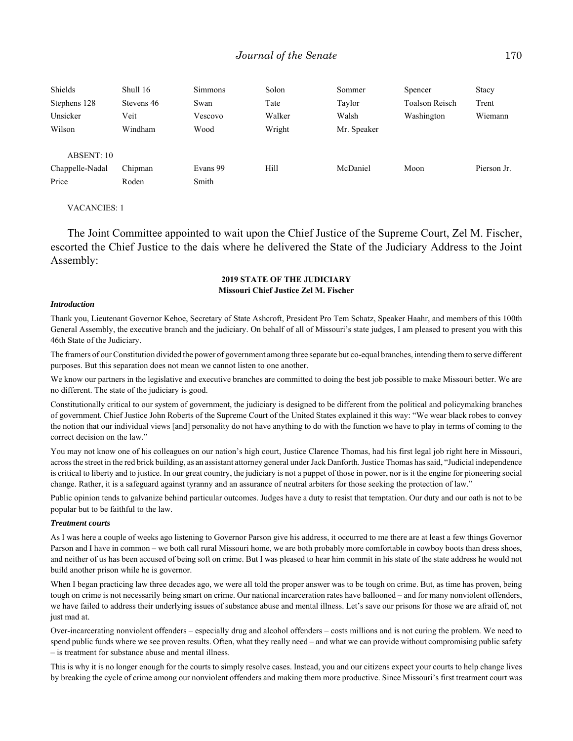| Shields | Shull 16 | Simmons | Solon | Sommer | Spencer | Stacy |
|---|---|---|---|---|---|---|
| Stephens 128 | Stevens 46 | Swan | Tate | Taylor | Toalson Reisch | Trent |
| Unsicker | Veit | Vescovo | Walker | Walsh | Washington | Wiemann |
| Wilson | Windham | Wood | Wright | Mr. Speaker | | |

ABSENT: 10

| Chappelle-Nadal | Chipman | Evans 99 | Hill | McDaniel | Moon | Pierson Jr. |
|---|---|---|---|---|---|---|
| Price | Roden | Smith | | | | |

VACANCIES: 1

The Joint Committee appointed to wait upon the Chief Justice of the Supreme Court, Zel M. Fischer, escorted the Chief Justice to the dais where he delivered the State of the Judiciary Address to the Joint Assembly:

**2019 STATE OF THE JUDICIARY**
**Missouri Chief Justice Zel M. Fischer**

***Introduction***

Thank you, Lieutenant Governor Kehoe, Secretary of State Ashcroft, President Pro Tem Schatz, Speaker Haahr, and members of this 100th General Assembly, the executive branch and the judiciary. On behalf of all of Missouri's state judges, I am pleased to present you with this 46th State of the Judiciary.

The framers of our Constitution divided the power of government among three separate but co-equal branches, intending them to serve different purposes. But this separation does not mean we cannot listen to one another.

We know our partners in the legislative and executive branches are committed to doing the best job possible to make Missouri better. We are no different. The state of the judiciary is good.

Constitutionally critical to our system of government, the judiciary is designed to be different from the political and policymaking branches of government. Chief Justice John Roberts of the Supreme Court of the United States explained it this way: "We wear black robes to convey the notion that our individual views [and] personality do not have anything to do with the function we have to play in terms of coming to the correct decision on the law."

You may not know one of his colleagues on our nation's high court, Justice Clarence Thomas, had his first legal job right here in Missouri, across the street in the red brick building, as an assistant attorney general under Jack Danforth. Justice Thomas has said, "Judicial independence is critical to liberty and to justice. In our great country, the judiciary is not a puppet of those in power, nor is it the engine for pioneering social change. Rather, it is a safeguard against tyranny and an assurance of neutral arbiters for those seeking the protection of law."

Public opinion tends to galvanize behind particular outcomes. Judges have a duty to resist that temptation. Our duty and our oath is not to be popular but to be faithful to the law.

***Treatment courts***

As I was here a couple of weeks ago listening to Governor Parson give his address, it occurred to me there are at least a few things Governor Parson and I have in common – we both call rural Missouri home, we are both probably more comfortable in cowboy boots than dress shoes, and neither of us has been accused of being soft on crime. But I was pleased to hear him commit in his state of the state address he would not build another prison while he is governor.

When I began practicing law three decades ago, we were all told the proper answer was to be tough on crime. But, as time has proven, being tough on crime is not necessarily being smart on crime. Our national incarceration rates have ballooned – and for many nonviolent offenders, we have failed to address their underlying issues of substance abuse and mental illness. Let's save our prisons for those we are afraid of, not just mad at.

Over-incarcerating nonviolent offenders – especially drug and alcohol offenders – costs millions and is not curing the problem. We need to spend public funds where we see proven results. Often, what they really need – and what we can provide without compromising public safety – is treatment for substance abuse and mental illness.

This is why it is no longer enough for the courts to simply resolve cases. Instead, you and our citizens expect your courts to help change lives by breaking the cycle of crime among our nonviolent offenders and making them more productive. Since Missouri's first treatment court was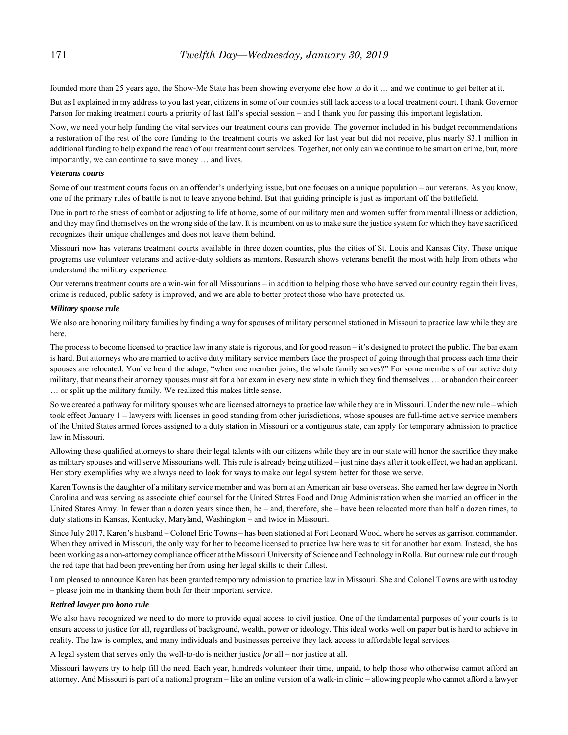founded more than 25 years ago, the Show-Me State has been showing everyone else how to do it … and we continue to get better at it.

But as I explained in my address to you last year, citizens in some of our counties still lack access to a local treatment court. I thank Governor Parson for making treatment courts a priority of last fall's special session – and I thank you for passing this important legislation.

Now, we need your help funding the vital services our treatment courts can provide. The governor included in his budget recommendations a restoration of the rest of the core funding to the treatment courts we asked for last year but did not receive, plus nearly $3.1 million in additional funding to help expand the reach of our treatment court services. Together, not only can we continue to be smart on crime, but, more importantly, we can continue to save money … and lives.

***Veterans courts***

Some of our treatment courts focus on an offender's underlying issue, but one focuses on a unique population – our veterans. As you know, one of the primary rules of battle is not to leave anyone behind. But that guiding principle is just as important off the battlefield.

Due in part to the stress of combat or adjusting to life at home, some of our military men and women suffer from mental illness or addiction, and they may find themselves on the wrong side of the law. It is incumbent on us to make sure the justice system for which they have sacrificed recognizes their unique challenges and does not leave them behind.

Missouri now has veterans treatment courts available in three dozen counties, plus the cities of St. Louis and Kansas City. These unique programs use volunteer veterans and active-duty soldiers as mentors. Research shows veterans benefit the most with help from others who understand the military experience.

Our veterans treatment courts are a win-win for all Missourians – in addition to helping those who have served our country regain their lives, crime is reduced, public safety is improved, and we are able to better protect those who have protected us.

***Military spouse rule***

We also are honoring military families by finding a way for spouses of military personnel stationed in Missouri to practice law while they are here.

The process to become licensed to practice law in any state is rigorous, and for good reason – it's designed to protect the public. The bar exam is hard. But attorneys who are married to active duty military service members face the prospect of going through that process each time their spouses are relocated. You've heard the adage, "when one member joins, the whole family serves?" For some members of our active duty military, that means their attorney spouses must sit for a bar exam in every new state in which they find themselves … or abandon their career … or split up the military family. We realized this makes little sense.

So we created a pathway for military spouses who are licensed attorneys to practice law while they are in Missouri. Under the new rule – which took effect January 1 – lawyers with licenses in good standing from other jurisdictions, whose spouses are full-time active service members of the United States armed forces assigned to a duty station in Missouri or a contiguous state, can apply for temporary admission to practice law in Missouri.

Allowing these qualified attorneys to share their legal talents with our citizens while they are in our state will honor the sacrifice they make as military spouses and will serve Missourians well. This rule is already being utilized – just nine days after it took effect, we had an applicant. Her story exemplifies why we always need to look for ways to make our legal system better for those we serve.

Karen Towns is the daughter of a military service member and was born at an American air base overseas. She earned her law degree in North Carolina and was serving as associate chief counsel for the United States Food and Drug Administration when she married an officer in the United States Army. In fewer than a dozen years since then, he – and, therefore, she – have been relocated more than half a dozen times, to duty stations in Kansas, Kentucky, Maryland, Washington – and twice in Missouri.

Since July 2017, Karen's husband – Colonel Eric Towns – has been stationed at Fort Leonard Wood, where he serves as garrison commander. When they arrived in Missouri, the only way for her to become licensed to practice law here was to sit for another bar exam. Instead, she has been working as a non-attorney compliance officer at the Missouri University of Science and Technology in Rolla. But our new rule cut through the red tape that had been preventing her from using her legal skills to their fullest.

I am pleased to announce Karen has been granted temporary admission to practice law in Missouri. She and Colonel Towns are with us today – please join me in thanking them both for their important service.

***Retired lawyer pro bono rule***

We also have recognized we need to do more to provide equal access to civil justice. One of the fundamental purposes of your courts is to ensure access to justice for all, regardless of background, wealth, power or ideology. This ideal works well on paper but is hard to achieve in reality. The law is complex, and many individuals and businesses perceive they lack access to affordable legal services.

A legal system that serves only the well-to-do is neither justice *for* all – nor justice at all.

Missouri lawyers try to help fill the need. Each year, hundreds volunteer their time, unpaid, to help those who otherwise cannot afford an attorney. And Missouri is part of a national program – like an online version of a walk-in clinic – allowing people who cannot afford a lawyer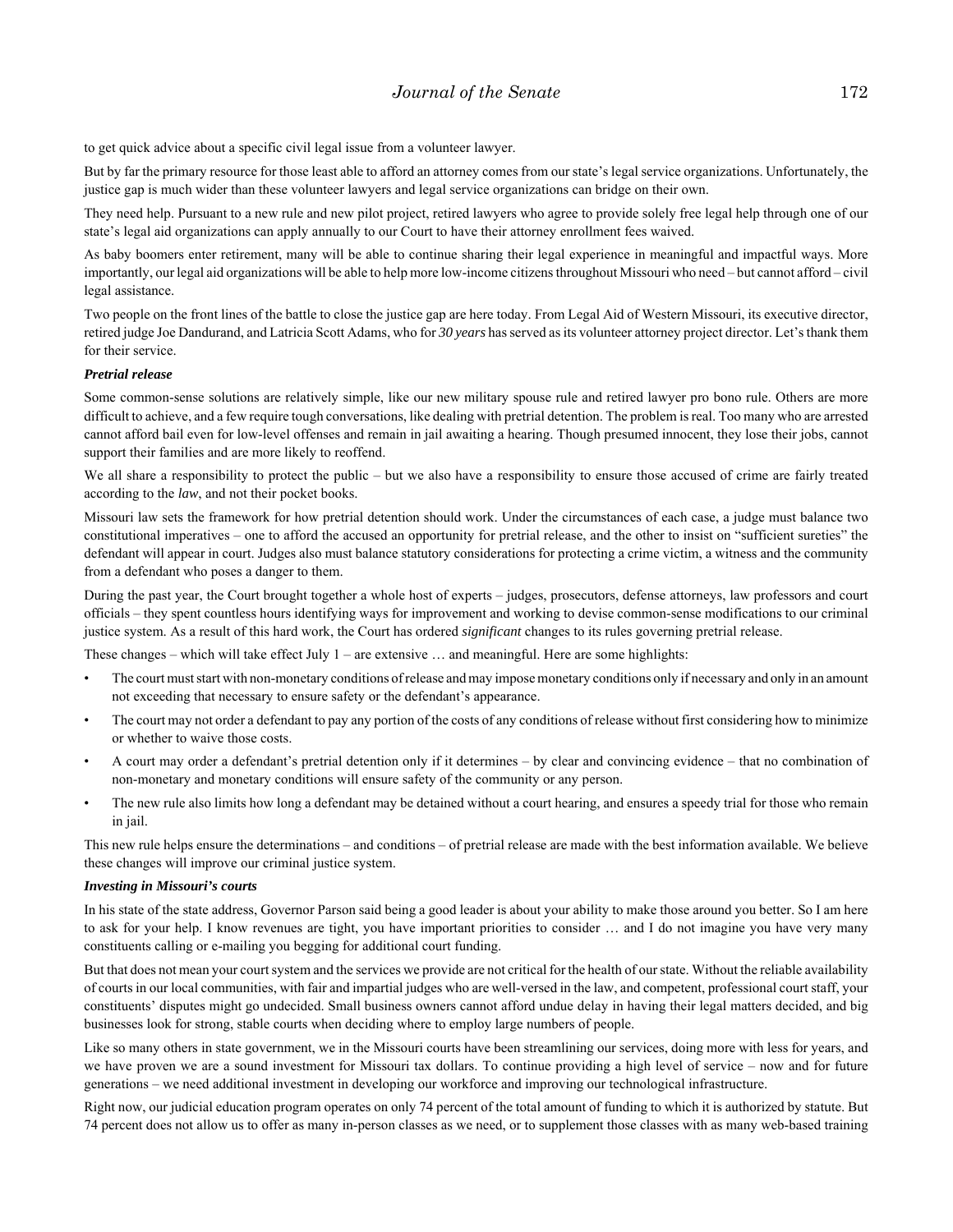to get quick advice about a specific civil legal issue from a volunteer lawyer.

But by far the primary resource for those least able to afford an attorney comes from our state's legal service organizations. Unfortunately, the justice gap is much wider than these volunteer lawyers and legal service organizations can bridge on their own.

They need help. Pursuant to a new rule and new pilot project, retired lawyers who agree to provide solely free legal help through one of our state's legal aid organizations can apply annually to our Court to have their attorney enrollment fees waived.

As baby boomers enter retirement, many will be able to continue sharing their legal experience in meaningful and impactful ways. More importantly, our legal aid organizations will be able to help more low-income citizens throughout Missouri who need – but cannot afford – civil legal assistance.

Two people on the front lines of the battle to close the justice gap are here today. From Legal Aid of Western Missouri, its executive director, retired judge Joe Dandurand, and Latricia Scott Adams, who for *30 years* has served as its volunteer attorney project director. Let's thank them for their service.

***Pretrial release***

Some common-sense solutions are relatively simple, like our new military spouse rule and retired lawyer pro bono rule. Others are more difficult to achieve, and a few require tough conversations, like dealing with pretrial detention. The problem is real. Too many who are arrested cannot afford bail even for low-level offenses and remain in jail awaiting a hearing. Though presumed innocent, they lose their jobs, cannot support their families and are more likely to reoffend.

We all share a responsibility to protect the public – but we also have a responsibility to ensure those accused of crime are fairly treated according to the *law*, and not their pocket books.

Missouri law sets the framework for how pretrial detention should work. Under the circumstances of each case, a judge must balance two constitutional imperatives – one to afford the accused an opportunity for pretrial release, and the other to insist on "sufficient sureties" the defendant will appear in court. Judges also must balance statutory considerations for protecting a crime victim, a witness and the community from a defendant who poses a danger to them.

During the past year, the Court brought together a whole host of experts – judges, prosecutors, defense attorneys, law professors and court officials – they spent countless hours identifying ways for improvement and working to devise common-sense modifications to our criminal justice system. As a result of this hard work, the Court has ordered *significant* changes to its rules governing pretrial release.

These changes – which will take effect July 1 – are extensive … and meaningful. Here are some highlights:

- The court must start with non-monetary conditions of release and may impose monetary conditions only if necessary and only in an amount not exceeding that necessary to ensure safety or the defendant's appearance.
- The court may not order a defendant to pay any portion of the costs of any conditions of release without first considering how to minimize or whether to waive those costs.
- A court may order a defendant's pretrial detention only if it determines – by clear and convincing evidence – that no combination of non-monetary and monetary conditions will ensure safety of the community or any person.
- The new rule also limits how long a defendant may be detained without a court hearing, and ensures a speedy trial for those who remain in jail.

This new rule helps ensure the determinations – and conditions – of pretrial release are made with the best information available. We believe these changes will improve our criminal justice system.

***Investing in Missouri's courts***

In his state of the state address, Governor Parson said being a good leader is about your ability to make those around you better. So I am here to ask for your help. I know revenues are tight, you have important priorities to consider … and I do not imagine you have very many constituents calling or e-mailing you begging for additional court funding.

But that does not mean your court system and the services we provide are not critical for the health of our state. Without the reliable availability of courts in our local communities, with fair and impartial judges who are well-versed in the law, and competent, professional court staff, your constituents' disputes might go undecided. Small business owners cannot afford undue delay in having their legal matters decided, and big businesses look for strong, stable courts when deciding where to employ large numbers of people.

Like so many others in state government, we in the Missouri courts have been streamlining our services, doing more with less for years, and we have proven we are a sound investment for Missouri tax dollars. To continue providing a high level of service – now and for future generations – we need additional investment in developing our workforce and improving our technological infrastructure.

Right now, our judicial education program operates on only 74 percent of the total amount of funding to which it is authorized by statute. But 74 percent does not allow us to offer as many in-person classes as we need, or to supplement those classes with as many web-based training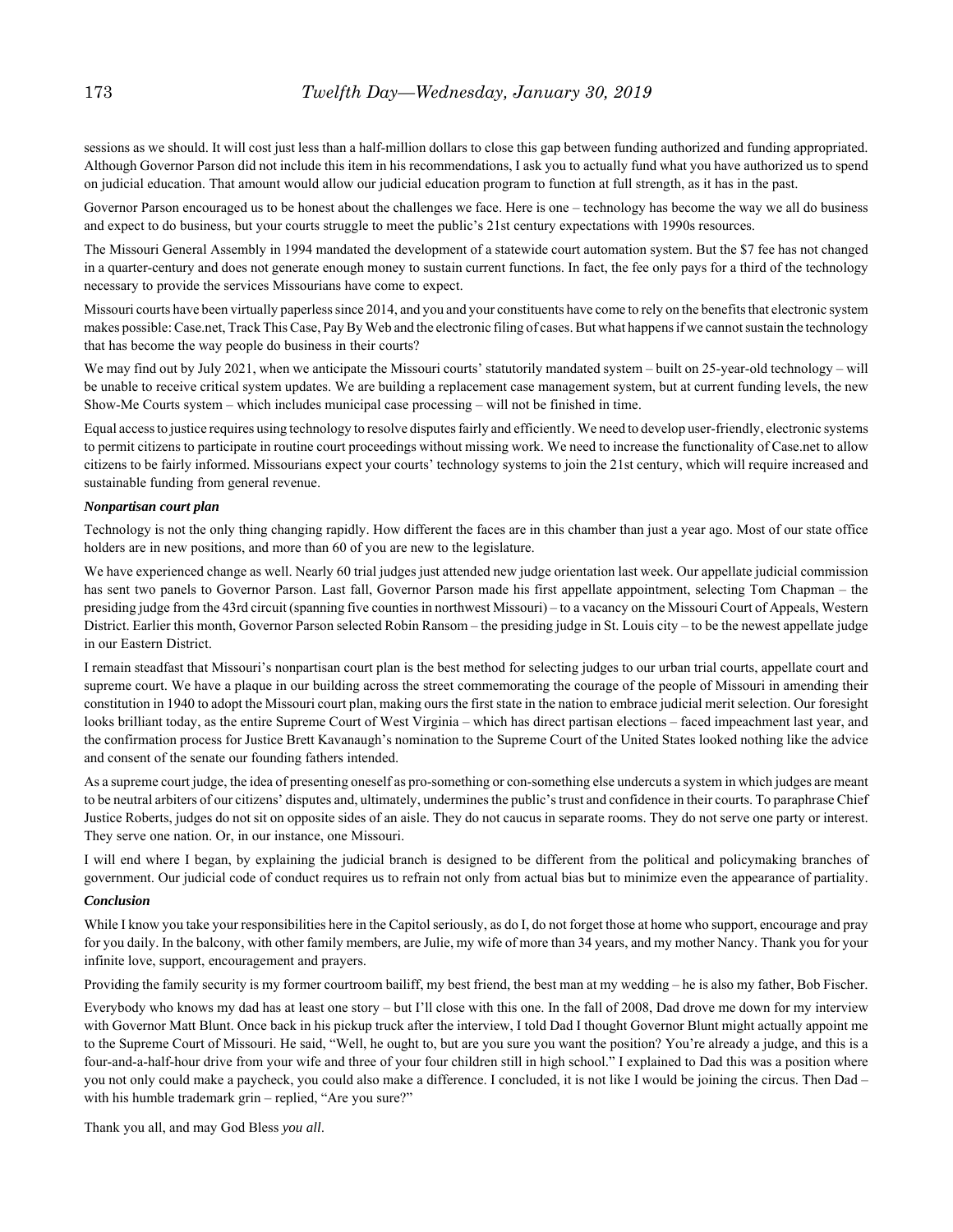sessions as we should. It will cost just less than a half-million dollars to close this gap between funding authorized and funding appropriated. Although Governor Parson did not include this item in his recommendations, I ask you to actually fund what you have authorized us to spend on judicial education. That amount would allow our judicial education program to function at full strength, as it has in the past.

Governor Parson encouraged us to be honest about the challenges we face. Here is one – technology has become the way we all do business and expect to do business, but your courts struggle to meet the public's 21st century expectations with 1990s resources.

The Missouri General Assembly in 1994 mandated the development of a statewide court automation system. But the $7 fee has not changed in a quarter-century and does not generate enough money to sustain current functions. In fact, the fee only pays for a third of the technology necessary to provide the services Missourians have come to expect.

Missouri courts have been virtually paperless since 2014, and you and your constituents have come to rely on the benefits that electronic system makes possible: Case.net, Track This Case, Pay By Web and the electronic filing of cases. But what happens if we cannot sustain the technology that has become the way people do business in their courts?

We may find out by July 2021, when we anticipate the Missouri courts' statutorily mandated system – built on 25-year-old technology – will be unable to receive critical system updates. We are building a replacement case management system, but at current funding levels, the new Show-Me Courts system – which includes municipal case processing – will not be finished in time.

Equal access to justice requires using technology to resolve disputes fairly and efficiently. We need to develop user-friendly, electronic systems to permit citizens to participate in routine court proceedings without missing work. We need to increase the functionality of Case.net to allow citizens to be fairly informed. Missourians expect your courts' technology systems to join the 21st century, which will require increased and sustainable funding from general revenue.

***Nonpartisan court plan***

Technology is not the only thing changing rapidly. How different the faces are in this chamber than just a year ago. Most of our state office holders are in new positions, and more than 60 of you are new to the legislature.

We have experienced change as well. Nearly 60 trial judges just attended new judge orientation last week. Our appellate judicial commission has sent two panels to Governor Parson. Last fall, Governor Parson made his first appellate appointment, selecting Tom Chapman – the presiding judge from the 43rd circuit (spanning five counties in northwest Missouri) – to a vacancy on the Missouri Court of Appeals, Western District. Earlier this month, Governor Parson selected Robin Ransom – the presiding judge in St. Louis city – to be the newest appellate judge in our Eastern District.

I remain steadfast that Missouri's nonpartisan court plan is the best method for selecting judges to our urban trial courts, appellate court and supreme court. We have a plaque in our building across the street commemorating the courage of the people of Missouri in amending their constitution in 1940 to adopt the Missouri court plan, making ours the first state in the nation to embrace judicial merit selection. Our foresight looks brilliant today, as the entire Supreme Court of West Virginia – which has direct partisan elections – faced impeachment last year, and the confirmation process for Justice Brett Kavanaugh's nomination to the Supreme Court of the United States looked nothing like the advice and consent of the senate our founding fathers intended.

As a supreme court judge, the idea of presenting oneself as pro-something or con-something else undercuts a system in which judges are meant to be neutral arbiters of our citizens' disputes and, ultimately, undermines the public's trust and confidence in their courts. To paraphrase Chief Justice Roberts, judges do not sit on opposite sides of an aisle. They do not caucus in separate rooms. They do not serve one party or interest. They serve one nation. Or, in our instance, one Missouri.

I will end where I began, by explaining the judicial branch is designed to be different from the political and policymaking branches of government. Our judicial code of conduct requires us to refrain not only from actual bias but to minimize even the appearance of partiality.

***Conclusion***

While I know you take your responsibilities here in the Capitol seriously, as do I, do not forget those at home who support, encourage and pray for you daily. In the balcony, with other family members, are Julie, my wife of more than 34 years, and my mother Nancy. Thank you for your infinite love, support, encouragement and prayers.

Providing the family security is my former courtroom bailiff, my best friend, the best man at my wedding – he is also my father, Bob Fischer.

Everybody who knows my dad has at least one story – but I'll close with this one. In the fall of 2008, Dad drove me down for my interview with Governor Matt Blunt. Once back in his pickup truck after the interview, I told Dad I thought Governor Blunt might actually appoint me to the Supreme Court of Missouri. He said, "Well, he ought to, but are you sure you want the position? You're already a judge, and this is a four-and-a-half-hour drive from your wife and three of your four children still in high school." I explained to Dad this was a position where you not only could make a paycheck, you could also make a difference. I concluded, it is not like I would be joining the circus. Then Dad – with his humble trademark grin – replied, "Are you sure?"

Thank you all, and may God Bless *you all*.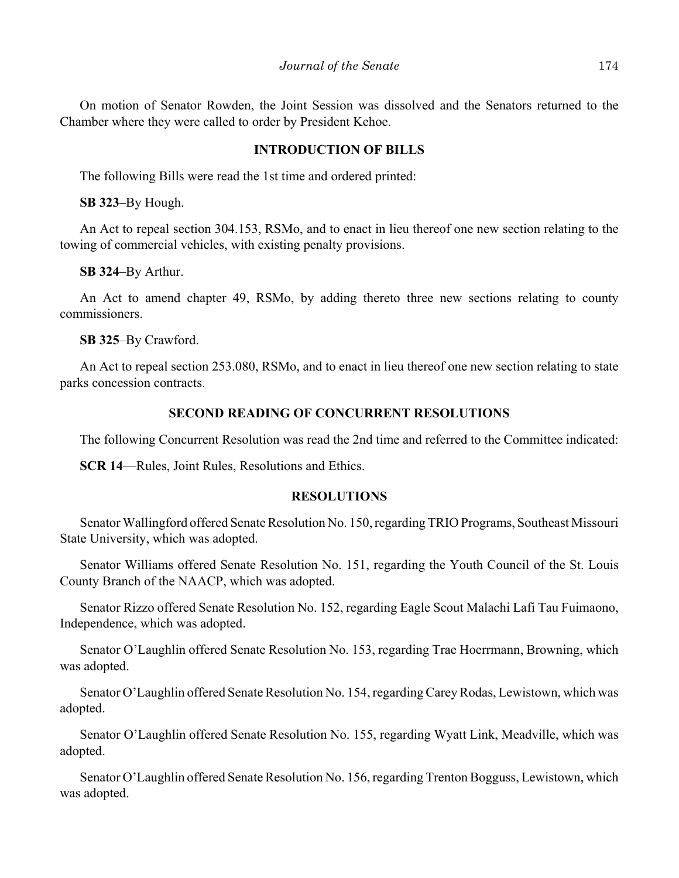On motion of Senator Rowden, the Joint Session was dissolved and the Senators returned to the Chamber where they were called to order by President Kehoe.

## INTRODUCTION OF BILLS

The following Bills were read the 1st time and ordered printed:

**SB 323**–By Hough.

An Act to repeal section 304.153, RSMo, and to enact in lieu thereof one new section relating to the towing of commercial vehicles, with existing penalty provisions.

**SB 324**–By Arthur.

An Act to amend chapter 49, RSMo, by adding thereto three new sections relating to county commissioners.

**SB 325**–By Crawford.

An Act to repeal section 253.080, RSMo, and to enact in lieu thereof one new section relating to state parks concession contracts.

## SECOND READING OF CONCURRENT RESOLUTIONS

The following Concurrent Resolution was read the 2nd time and referred to the Committee indicated:

**SCR 14**—Rules, Joint Rules, Resolutions and Ethics.

## RESOLUTIONS

Senator Wallingford offered Senate Resolution No. 150, regarding TRIO Programs, Southeast Missouri State University, which was adopted.

Senator Williams offered Senate Resolution No. 151, regarding the Youth Council of the St. Louis County Branch of the NAACP, which was adopted.

Senator Rizzo offered Senate Resolution No. 152, regarding Eagle Scout Malachi Lafi Tau Fuimaono, Independence, which was adopted.

Senator O'Laughlin offered Senate Resolution No. 153, regarding Trae Hoerrmann, Browning, which was adopted.

Senator O'Laughlin offered Senate Resolution No. 154, regarding Carey Rodas, Lewistown, which was adopted.

Senator O'Laughlin offered Senate Resolution No. 155, regarding Wyatt Link, Meadville, which was adopted.

Senator O'Laughlin offered Senate Resolution No. 156, regarding Trenton Bogguss, Lewistown, which was adopted.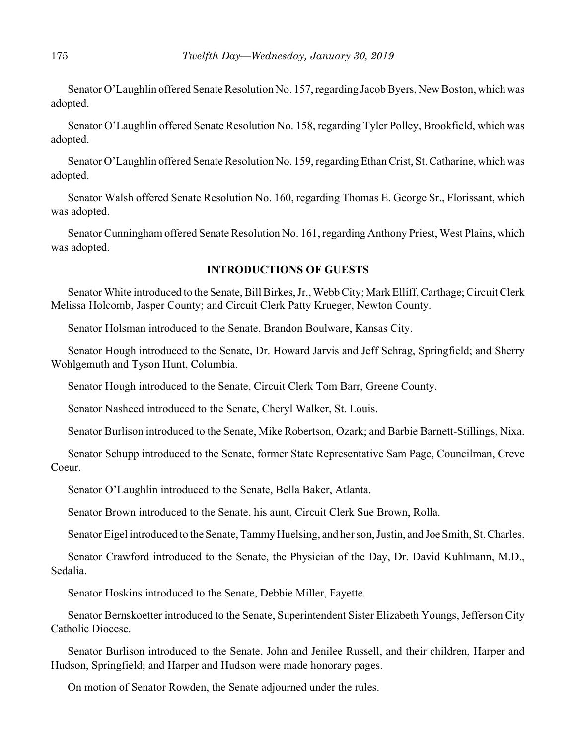Senator O'Laughlin offered Senate Resolution No. 157, regarding Jacob Byers, New Boston, which was adopted.

Senator O'Laughlin offered Senate Resolution No. 158, regarding Tyler Polley, Brookfield, which was adopted.

Senator O'Laughlin offered Senate Resolution No. 159, regarding Ethan Crist, St. Catharine, which was adopted.

Senator Walsh offered Senate Resolution No. 160, regarding Thomas E. George Sr., Florissant, which was adopted.

Senator Cunningham offered Senate Resolution No. 161, regarding Anthony Priest, West Plains, which was adopted.

## INTRODUCTIONS OF GUESTS

Senator White introduced to the Senate, Bill Birkes, Jr., Webb City; Mark Elliff, Carthage; Circuit Clerk Melissa Holcomb, Jasper County; and Circuit Clerk Patty Krueger, Newton County.

Senator Holsman introduced to the Senate, Brandon Boulware, Kansas City.

Senator Hough introduced to the Senate, Dr. Howard Jarvis and Jeff Schrag, Springfield; and Sherry Wohlgemuth and Tyson Hunt, Columbia.

Senator Hough introduced to the Senate, Circuit Clerk Tom Barr, Greene County.

Senator Nasheed introduced to the Senate, Cheryl Walker, St. Louis.

Senator Burlison introduced to the Senate, Mike Robertson, Ozark; and Barbie Barnett-Stillings, Nixa.

Senator Schupp introduced to the Senate, former State Representative Sam Page, Councilman, Creve Coeur.

Senator O'Laughlin introduced to the Senate, Bella Baker, Atlanta.

Senator Brown introduced to the Senate, his aunt, Circuit Clerk Sue Brown, Rolla.

Senator Eigel introduced to the Senate, Tammy Huelsing, and her son, Justin, and Joe Smith, St. Charles.

Senator Crawford introduced to the Senate, the Physician of the Day, Dr. David Kuhlmann, M.D., Sedalia.

Senator Hoskins introduced to the Senate, Debbie Miller, Fayette.

Senator Bernskoetter introduced to the Senate, Superintendent Sister Elizabeth Youngs, Jefferson City Catholic Diocese.

Senator Burlison introduced to the Senate, John and Jenilee Russell, and their children, Harper and Hudson, Springfield; and Harper and Hudson were made honorary pages.

On motion of Senator Rowden, the Senate adjourned under the rules.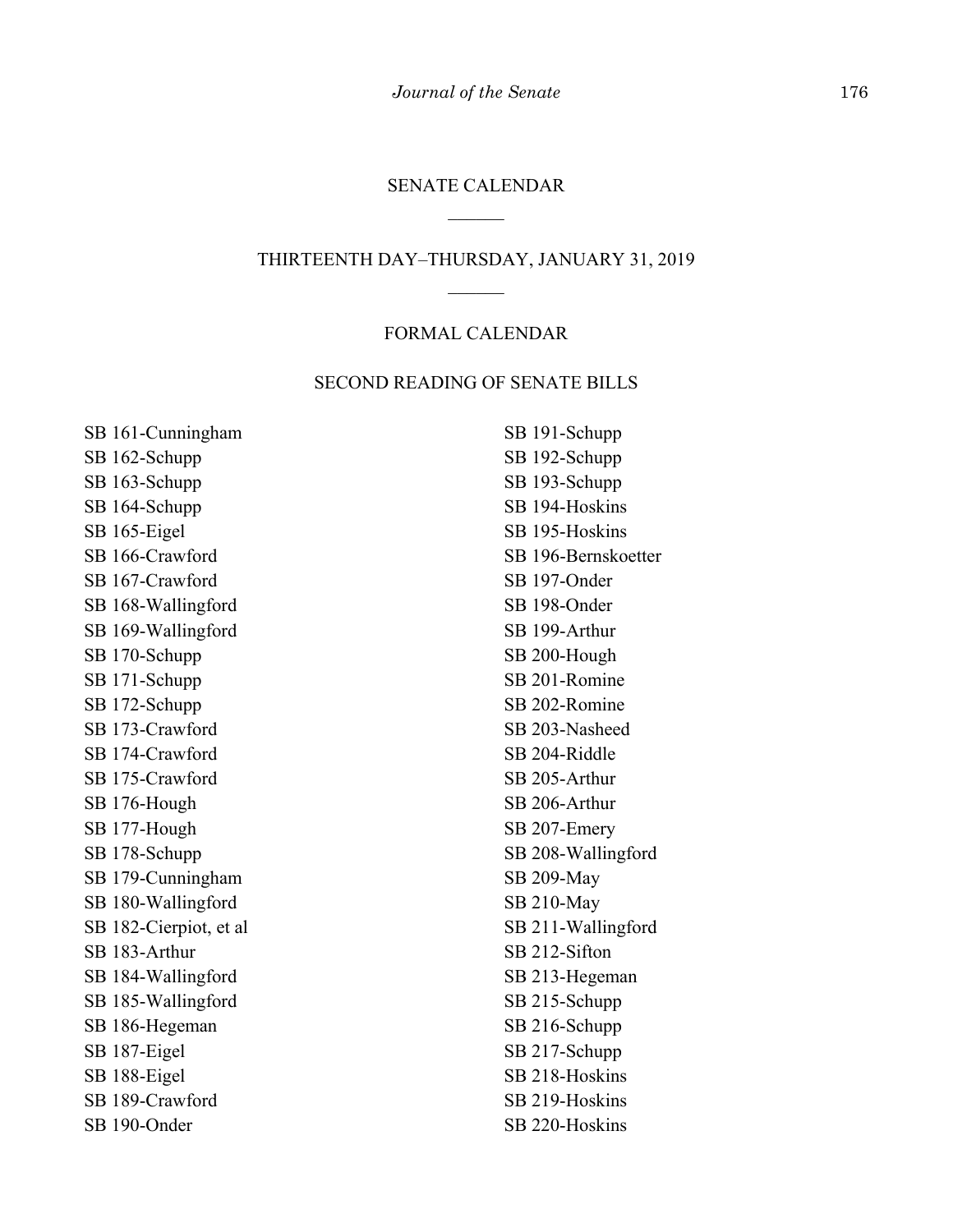# SENATE CALENDAR

## THIRTEENTH DAY–THURSDAY, JANUARY 31, 2019

### FORMAL CALENDAR

### SECOND READING OF SENATE BILLS

SB 161-Cunningham
SB 162-Schupp
SB 163-Schupp
SB 164-Schupp
SB 165-Eigel
SB 166-Crawford
SB 167-Crawford
SB 168-Wallingford
SB 169-Wallingford
SB 170-Schupp
SB 171-Schupp
SB 172-Schupp
SB 173-Crawford
SB 174-Crawford
SB 175-Crawford
SB 176-Hough
SB 177-Hough
SB 178-Schupp
SB 179-Cunningham
SB 180-Wallingford
SB 182-Cierpiot, et al
SB 183-Arthur
SB 184-Wallingford
SB 185-Wallingford
SB 186-Hegeman
SB 187-Eigel
SB 188-Eigel
SB 189-Crawford
SB 190-Onder
SB 191-Schupp
SB 192-Schupp
SB 193-Schupp
SB 194-Hoskins
SB 195-Hoskins
SB 196-Bernskoetter
SB 197-Onder
SB 198-Onder
SB 199-Arthur
SB 200-Hough
SB 201-Romine
SB 202-Romine
SB 203-Nasheed
SB 204-Riddle
SB 205-Arthur
SB 206-Arthur
SB 207-Emery
SB 208-Wallingford
SB 209-May
SB 210-May
SB 211-Wallingford
SB 212-Sifton
SB 213-Hegeman
SB 215-Schupp
SB 216-Schupp
SB 217-Schupp
SB 218-Hoskins
SB 219-Hoskins
SB 220-Hoskins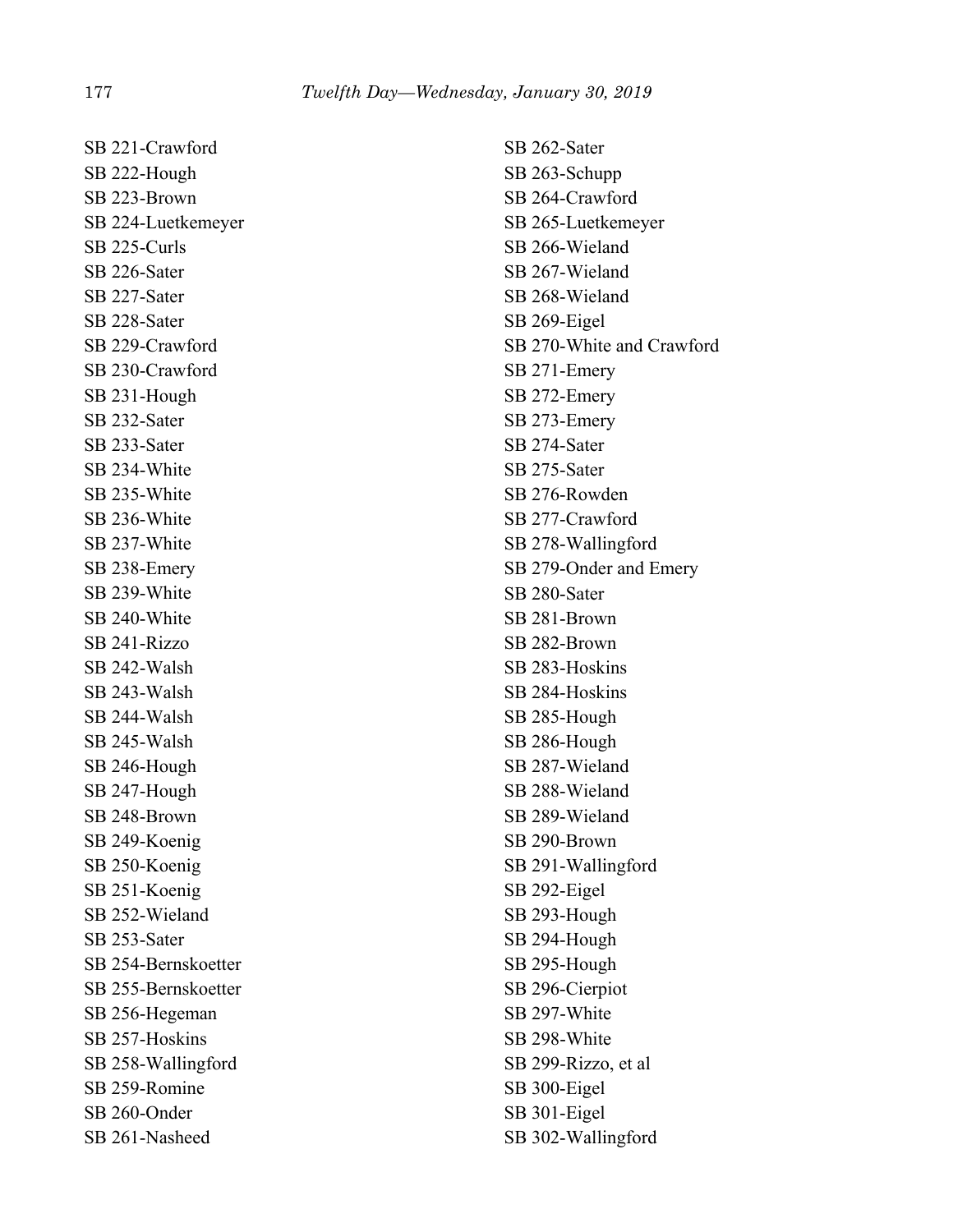SB 221-Crawford
SB 222-Hough
SB 223-Brown
SB 224-Luetkemeyer
SB 225-Curls
SB 226-Sater
SB 227-Sater
SB 228-Sater
SB 229-Crawford
SB 230-Crawford
SB 231-Hough
SB 232-Sater
SB 233-Sater
SB 234-White
SB 235-White
SB 236-White
SB 237-White
SB 238-Emery
SB 239-White
SB 240-White
SB 241-Rizzo
SB 242-Walsh
SB 243-Walsh
SB 244-Walsh
SB 245-Walsh
SB 246-Hough
SB 247-Hough
SB 248-Brown
SB 249-Koenig
SB 250-Koenig
SB 251-Koenig
SB 252-Wieland
SB 253-Sater
SB 254-Bernskoetter
SB 255-Bernskoetter
SB 256-Hegeman
SB 257-Hoskins
SB 258-Wallingford
SB 259-Romine
SB 260-Onder
SB 261-Nasheed
SB 262-Sater
SB 263-Schupp
SB 264-Crawford
SB 265-Luetkemeyer
SB 266-Wieland
SB 267-Wieland
SB 268-Wieland
SB 269-Eigel
SB 270-White and Crawford
SB 271-Emery
SB 272-Emery
SB 273-Emery
SB 274-Sater
SB 275-Sater
SB 276-Rowden
SB 277-Crawford
SB 278-Wallingford
SB 279-Onder and Emery
SB 280-Sater
SB 281-Brown
SB 282-Brown
SB 283-Hoskins
SB 284-Hoskins
SB 285-Hough
SB 286-Hough
SB 287-Wieland
SB 288-Wieland
SB 289-Wieland
SB 290-Brown
SB 291-Wallingford
SB 292-Eigel
SB 293-Hough
SB 294-Hough
SB 295-Hough
SB 296-Cierpiot
SB 297-White
SB 298-White
SB 299-Rizzo, et al
SB 300-Eigel
SB 301-Eigel
SB 302-Wallingford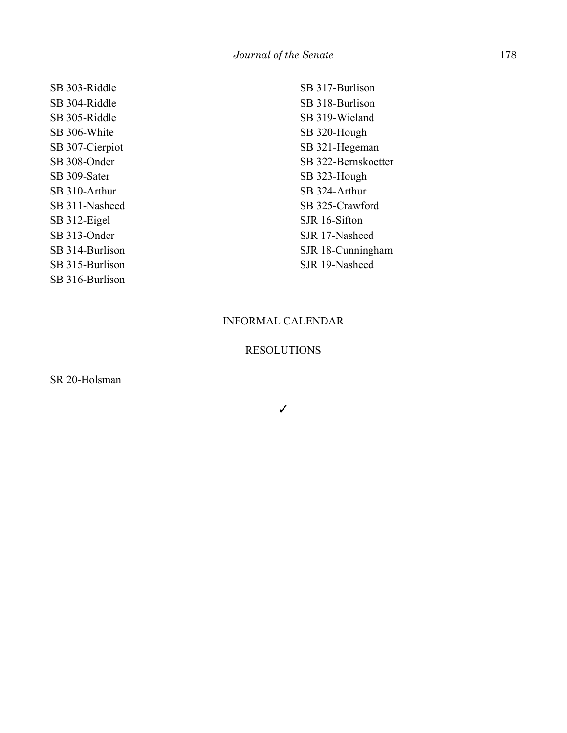SB 303-Riddle
SB 304-Riddle
SB 305-Riddle
SB 306-White
SB 307-Cierpiot
SB 308-Onder
SB 309-Sater
SB 310-Arthur
SB 311-Nasheed
SB 312-Eigel
SB 313-Onder
SB 314-Burlison
SB 315-Burlison
SB 316-Burlison
SB 317-Burlison
SB 318-Burlison
SB 319-Wieland
SB 320-Hough
SB 321-Hegeman
SB 322-Bernskoetter
SB 323-Hough
SB 324-Arthur
SB 325-Crawford
SJR 16-Sifton
SJR 17-Nasheed
SJR 18-Cunningham
SJR 19-Nasheed

## INFORMAL CALENDAR

### RESOLUTIONS

SR 20-Holsman

✓